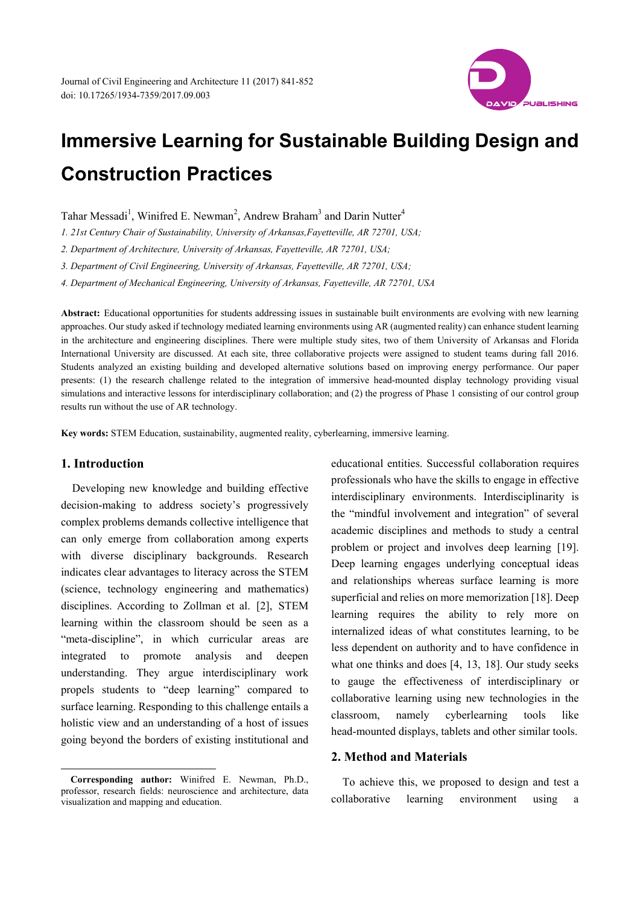# Immersive Learning for Sustainable Building Design and Construction Practices

Tahar Messadi[1], Winifred E. Newman[2], Andrew Braham[3] and Darin Nutter[4]

*1. 21st Century Chair of Sustainability, University of Arkansas,Fayetteville, AR 72701, USA;*

*2. Department of Architecture, University of Arkansas, Fayetteville, AR 72701, USA;*

*3. Department of Civil Engineering, University of Arkansas, Fayetteville, AR 72701, USA;*

*4. Department of Mechanical Engineering, University of Arkansas, Fayetteville, AR 72701, USA*

**Abstract:** Educational opportunities for students addressing issues in sustainable built environments are evolving with new learning approaches. Our study asked if technology mediated learning environments using AR (augmented reality) can enhance student learning in the architecture and engineering disciplines. There were multiple study sites, two of them University of Arkansas and Florida International University are discussed. At each site, three collaborative projects were assigned to student teams during fall 2016. Students analyzed an existing building and developed alternative solutions based on improving energy performance. Our paper presents: (1) the research challenge related to the integration of immersive head-mounted display technology providing visual simulations and interactive lessons for interdisciplinary collaboration; and (2) the progress of Phase 1 consisting of our control group results run without the use of AR technology.

**Key words:** STEM Education, sustainability, augmented reality, cyberlearning, immersive learning.

## 1. Introduction

Developing new knowledge and building effective decision-making to address society's progressively complex problems demands collective intelligence that can only emerge from collaboration among experts with diverse disciplinary backgrounds. Research indicates clear advantages to literacy across the STEM (science, technology engineering and mathematics) disciplines. According to Zollman et al. [2], STEM learning within the classroom should be seen as a "meta-discipline", in which curricular areas are integrated to promote analysis and deepen understanding. They argue interdisciplinary work propels students to "deep learning" compared to surface learning. Responding to this challenge entails a holistic view and an understanding of a host of issues going beyond the borders of existing institutional and educational entities. Successful collaboration requires professionals who have the skills to engage in effective interdisciplinary environments. Interdisciplinarity is the "mindful involvement and integration" of several academic disciplines and methods to study a central problem or project and involves deep learning [19]. Deep learning engages underlying conceptual ideas and relationships whereas surface learning is more superficial and relies on more memorization [18]. Deep learning requires the ability to rely more on internalized ideas of what constitutes learning, to be less dependent on authority and to have confidence in what one thinks and does [4, 13, 18]. Our study seeks to gauge the effectiveness of interdisciplinary or collaborative learning using new technologies in the classroom, namely cyberlearning tools like head-mounted displays, tablets and other similar tools.

**Corresponding author:** Winifred E. Newman, Ph.D., professor, research fields: neuroscience and architecture, data visualization and mapping and education.

## 2. Method and Materials

To achieve this, we proposed to design and test a collaborative learning environment using a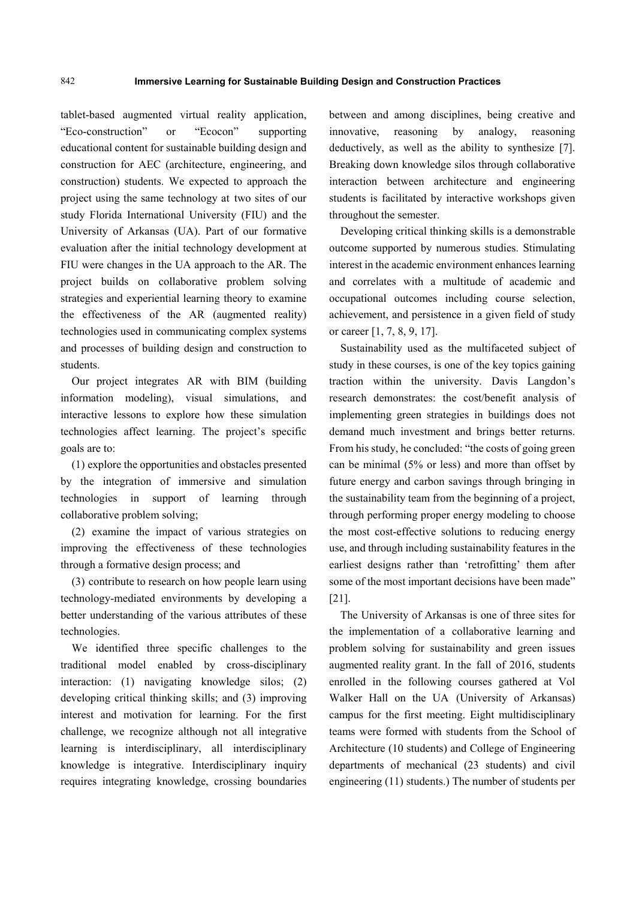tablet-based augmented virtual reality application, "Eco-construction" or "Ecocon" supporting educational content for sustainable building design and construction for AEC (architecture, engineering, and construction) students. We expected to approach the project using the same technology at two sites of our study Florida International University (FIU) and the University of Arkansas (UA). Part of our formative evaluation after the initial technology development at FIU were changes in the UA approach to the AR. The project builds on collaborative problem solving strategies and experiential learning theory to examine the effectiveness of the AR (augmented reality) technologies used in communicating complex systems and processes of building design and construction to students.

Our project integrates AR with BIM (building information modeling), visual simulations, and interactive lessons to explore how these simulation technologies affect learning. The project's specific goals are to:

(1) explore the opportunities and obstacles presented by the integration of immersive and simulation technologies in support of learning through collaborative problem solving;

(2) examine the impact of various strategies on improving the effectiveness of these technologies through a formative design process; and

(3) contribute to research on how people learn using technology-mediated environments by developing a better understanding of the various attributes of these technologies.

We identified three specific challenges to the traditional model enabled by cross-disciplinary interaction: (1) navigating knowledge silos; (2) developing critical thinking skills; and (3) improving interest and motivation for learning. For the first challenge, we recognize although not all integrative learning is interdisciplinary, all interdisciplinary knowledge is integrative. Interdisciplinary inquiry requires integrating knowledge, crossing boundaries between and among disciplines, being creative and innovative, reasoning by analogy, reasoning deductively, as well as the ability to synthesize [7]. Breaking down knowledge silos through collaborative interaction between architecture and engineering students is facilitated by interactive workshops given throughout the semester.

Developing critical thinking skills is a demonstrable outcome supported by numerous studies. Stimulating interest in the academic environment enhances learning and correlates with a multitude of academic and occupational outcomes including course selection, achievement, and persistence in a given field of study or career [1, 7, 8, 9, 17].

Sustainability used as the multifaceted subject of study in these courses, is one of the key topics gaining traction within the university. Davis Langdon's research demonstrates: the cost/benefit analysis of implementing green strategies in buildings does not demand much investment and brings better returns. From his study, he concluded: "the costs of going green can be minimal (5% or less) and more than offset by future energy and carbon savings through bringing in the sustainability team from the beginning of a project, through performing proper energy modeling to choose the most cost-effective solutions to reducing energy use, and through including sustainability features in the earliest designs rather than 'retrofitting' them after some of the most important decisions have been made" [21].

The University of Arkansas is one of three sites for the implementation of a collaborative learning and problem solving for sustainability and green issues augmented reality grant. In the fall of 2016, students enrolled in the following courses gathered at Vol Walker Hall on the UA (University of Arkansas) campus for the first meeting. Eight multidisciplinary teams were formed with students from the School of Architecture (10 students) and College of Engineering departments of mechanical (23 students) and civil engineering (11) students.) The number of students per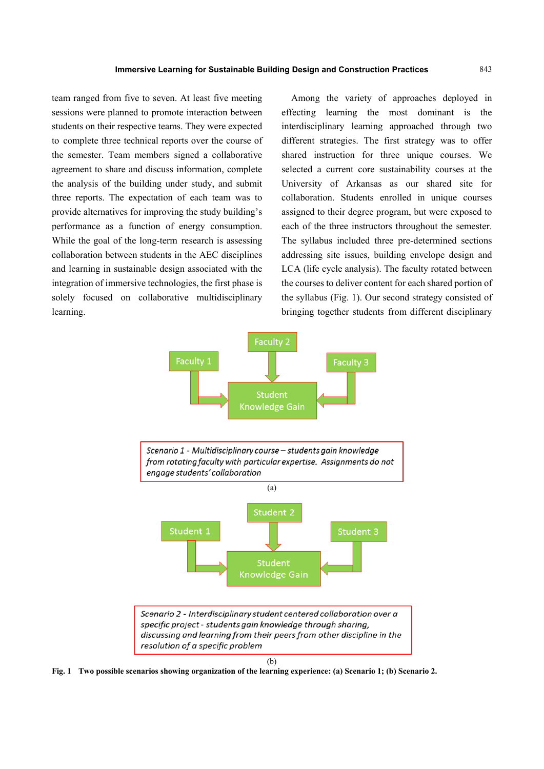team ranged from five to seven. At least five meeting sessions were planned to promote interaction between students on their respective teams. They were expected to complete three technical reports over the course of the semester. Team members signed a collaborative agreement to share and discuss information, complete the analysis of the building under study, and submit three reports. The expectation of each team was to provide alternatives for improving the study building's performance as a function of energy consumption. While the goal of the long-term research is assessing collaboration between students in the AEC disciplines and learning in sustainable design associated with the integration of immersive technologies, the first phase is solely focused on collaborative multidisciplinary learning.

Among the variety of approaches deployed in effecting learning the most dominant is the interdisciplinary learning approached through two different strategies. The first strategy was to offer shared instruction for three unique courses. We selected a current core sustainability courses at the University of Arkansas as our shared site for collaboration. Students enrolled in unique courses assigned to their degree program, but were exposed to each of the three instructors throughout the semester. The syllabus included three pre-determined sections addressing site issues, building envelope design and LCA (life cycle analysis). The faculty rotated between the courses to deliver content for each shared portion of the syllabus (Fig. 1). Our second strategy consisted of bringing together students from different disciplinary

Faculty 1 | Faculty 2 | Faculty 3 → Student Knowledge Gain

*Scenario 1 - Multidisciplinary course – students gain knowledge from rotating faculty with particular expertise. Assignments do not engage students' collaboration*

(a)

Student 1 | Student 2 | Student 3 → Student Knowledge Gain

*Scenario 2 - Interdisciplinary student centered collaboration over a specific project - students gain knowledge through sharing, discussing and learning from their peers from other discipline in the resolution of a specific problem*

(b)

**Fig. 1 Two possible scenarios showing organization of the learning experience: (a) Scenario 1; (b) Scenario 2.**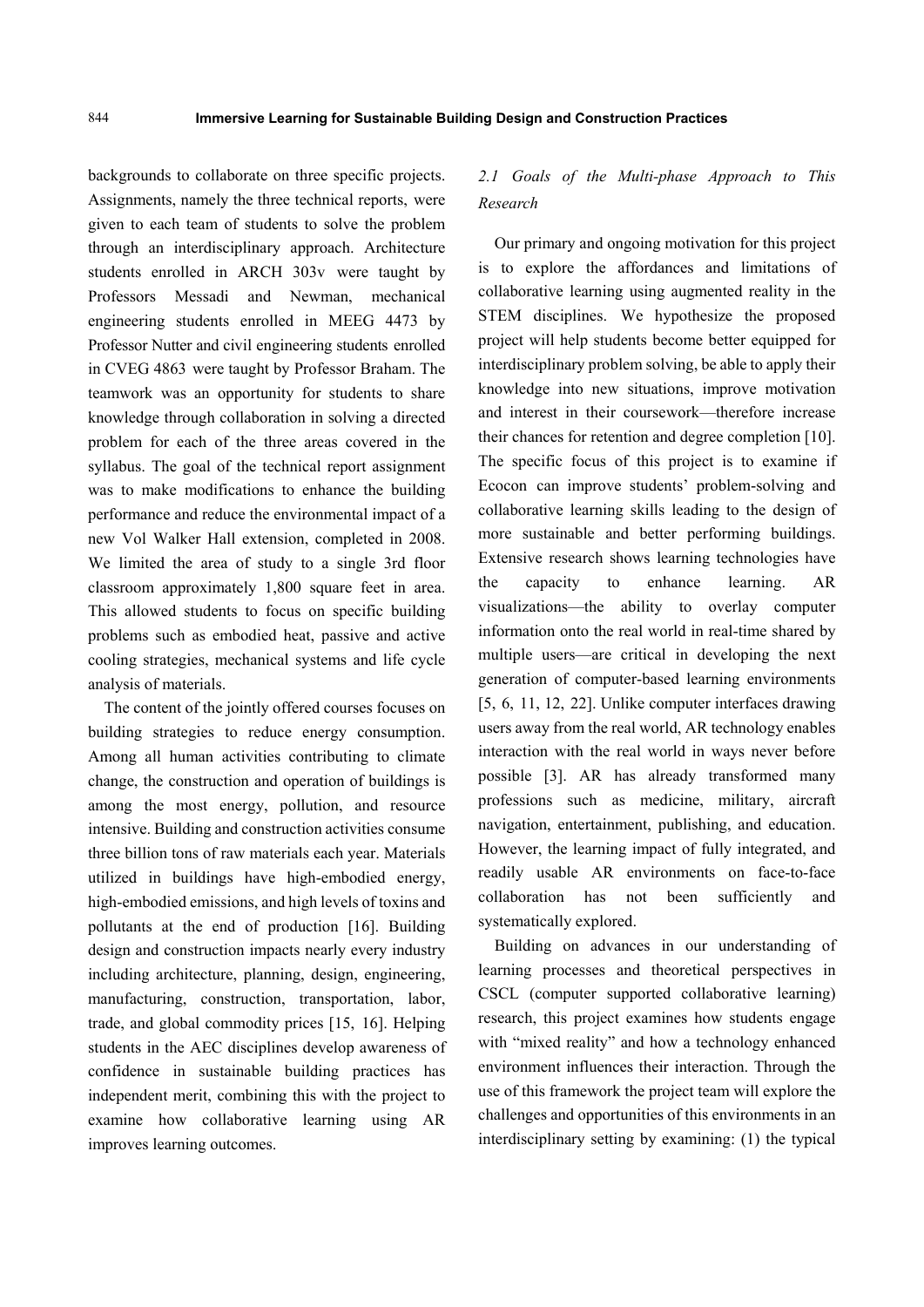backgrounds to collaborate on three specific projects. Assignments, namely the three technical reports, were given to each team of students to solve the problem through an interdisciplinary approach. Architecture students enrolled in ARCH 303v were taught by Professors Messadi and Newman, mechanical engineering students enrolled in MEEG 4473 by Professor Nutter and civil engineering students enrolled in CVEG 4863 were taught by Professor Braham. The teamwork was an opportunity for students to share knowledge through collaboration in solving a directed problem for each of the three areas covered in the syllabus. The goal of the technical report assignment was to make modifications to enhance the building performance and reduce the environmental impact of a new Vol Walker Hall extension, completed in 2008. We limited the area of study to a single 3rd floor classroom approximately 1,800 square feet in area. This allowed students to focus on specific building problems such as embodied heat, passive and active cooling strategies, mechanical systems and life cycle analysis of materials.

The content of the jointly offered courses focuses on building strategies to reduce energy consumption. Among all human activities contributing to climate change, the construction and operation of buildings is among the most energy, pollution, and resource intensive. Building and construction activities consume three billion tons of raw materials each year. Materials utilized in buildings have high-embodied energy, high-embodied emissions, and high levels of toxins and pollutants at the end of production [16]. Building design and construction impacts nearly every industry including architecture, planning, design, engineering, manufacturing, construction, transportation, labor, trade, and global commodity prices [15, 16]. Helping students in the AEC disciplines develop awareness of confidence in sustainable building practices has independent merit, combining this with the project to examine how collaborative learning using AR improves learning outcomes.

### *2.1 Goals of the Multi-phase Approach to This Research*

Our primary and ongoing motivation for this project is to explore the affordances and limitations of collaborative learning using augmented reality in the STEM disciplines. We hypothesize the proposed project will help students become better equipped for interdisciplinary problem solving, be able to apply their knowledge into new situations, improve motivation and interest in their coursework—therefore increase their chances for retention and degree completion [10]. The specific focus of this project is to examine if Ecocon can improve students' problem-solving and collaborative learning skills leading to the design of more sustainable and better performing buildings. Extensive research shows learning technologies have the capacity to enhance learning. AR visualizations—the ability to overlay computer information onto the real world in real-time shared by multiple users—are critical in developing the next generation of computer-based learning environments [5, 6, 11, 12, 22]. Unlike computer interfaces drawing users away from the real world, AR technology enables interaction with the real world in ways never before possible [3]. AR has already transformed many professions such as medicine, military, aircraft navigation, entertainment, publishing, and education. However, the learning impact of fully integrated, and readily usable AR environments on face-to-face collaboration has not been sufficiently and systematically explored.

Building on advances in our understanding of learning processes and theoretical perspectives in CSCL (computer supported collaborative learning) research, this project examines how students engage with "mixed reality" and how a technology enhanced environment influences their interaction. Through the use of this framework the project team will explore the challenges and opportunities of this environments in an interdisciplinary setting by examining: (1) the typical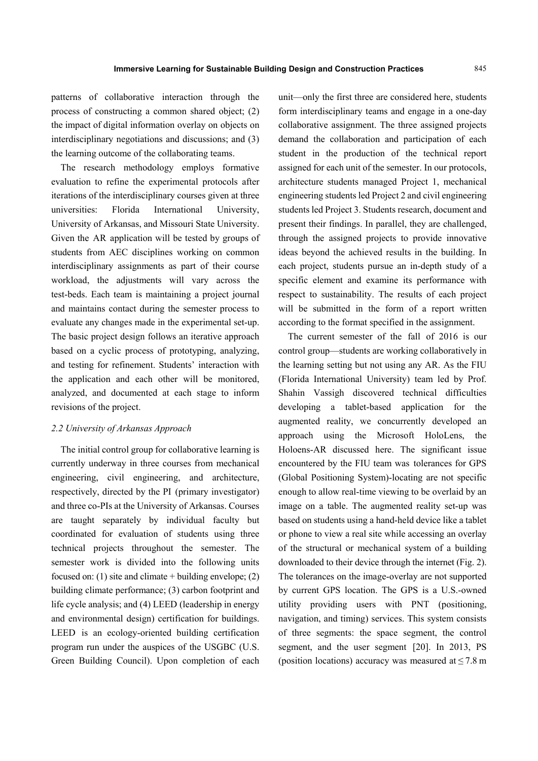patterns of collaborative interaction through the process of constructing a common shared object; (2) the impact of digital information overlay on objects on interdisciplinary negotiations and discussions; and (3) the learning outcome of the collaborating teams.

The research methodology employs formative evaluation to refine the experimental protocols after iterations of the interdisciplinary courses given at three universities: Florida International University, University of Arkansas, and Missouri State University. Given the AR application will be tested by groups of students from AEC disciplines working on common interdisciplinary assignments as part of their course workload, the adjustments will vary across the test-beds. Each team is maintaining a project journal and maintains contact during the semester process to evaluate any changes made in the experimental set-up. The basic project design follows an iterative approach based on a cyclic process of prototyping, analyzing, and testing for refinement. Students' interaction with the application and each other will be monitored, analyzed, and documented at each stage to inform revisions of the project.

### *2.2 University of Arkansas Approach*

The initial control group for collaborative learning is currently underway in three courses from mechanical engineering, civil engineering, and architecture, respectively, directed by the PI (primary investigator) and three co-PIs at the University of Arkansas. Courses are taught separately by individual faculty but coordinated for evaluation of students using three technical projects throughout the semester. The semester work is divided into the following units focused on: (1) site and climate + building envelope; (2) building climate performance; (3) carbon footprint and life cycle analysis; and (4) LEED (leadership in energy and environmental design) certification for buildings. LEED is an ecology-oriented building certification program run under the auspices of the USGBC (U.S. Green Building Council). Upon completion of each unit—only the first three are considered here, students form interdisciplinary teams and engage in a one-day collaborative assignment. The three assigned projects demand the collaboration and participation of each student in the production of the technical report assigned for each unit of the semester. In our protocols, architecture students managed Project 1, mechanical engineering students led Project 2 and civil engineering students led Project 3. Students research, document and present their findings. In parallel, they are challenged, through the assigned projects to provide innovative ideas beyond the achieved results in the building. In each project, students pursue an in-depth study of a specific element and examine its performance with respect to sustainability. The results of each project will be submitted in the form of a report written according to the format specified in the assignment.

The current semester of the fall of 2016 is our control group—students are working collaboratively in the learning setting but not using any AR. As the FIU (Florida International University) team led by Prof. Shahin Vassigh discovered technical difficulties developing a tablet-based application for the augmented reality, we concurrently developed an approach using the Microsoft HoloLens, the Holoens-AR discussed here. The significant issue encountered by the FIU team was tolerances for GPS (Global Positioning System)-locating are not specific enough to allow real-time viewing to be overlaid by an image on a table. The augmented reality set-up was based on students using a hand-held device like a tablet or phone to view a real site while accessing an overlay of the structural or mechanical system of a building downloaded to their device through the internet (Fig. 2). The tolerances on the image-overlay are not supported by current GPS location. The GPS is a U.S.-owned utility providing users with PNT (positioning, navigation, and timing) services. This system consists of three segments: the space segment, the control segment, and the user segment [20]. In 2013, PS (position locations) accuracy was measured at $\leq 7.8$ m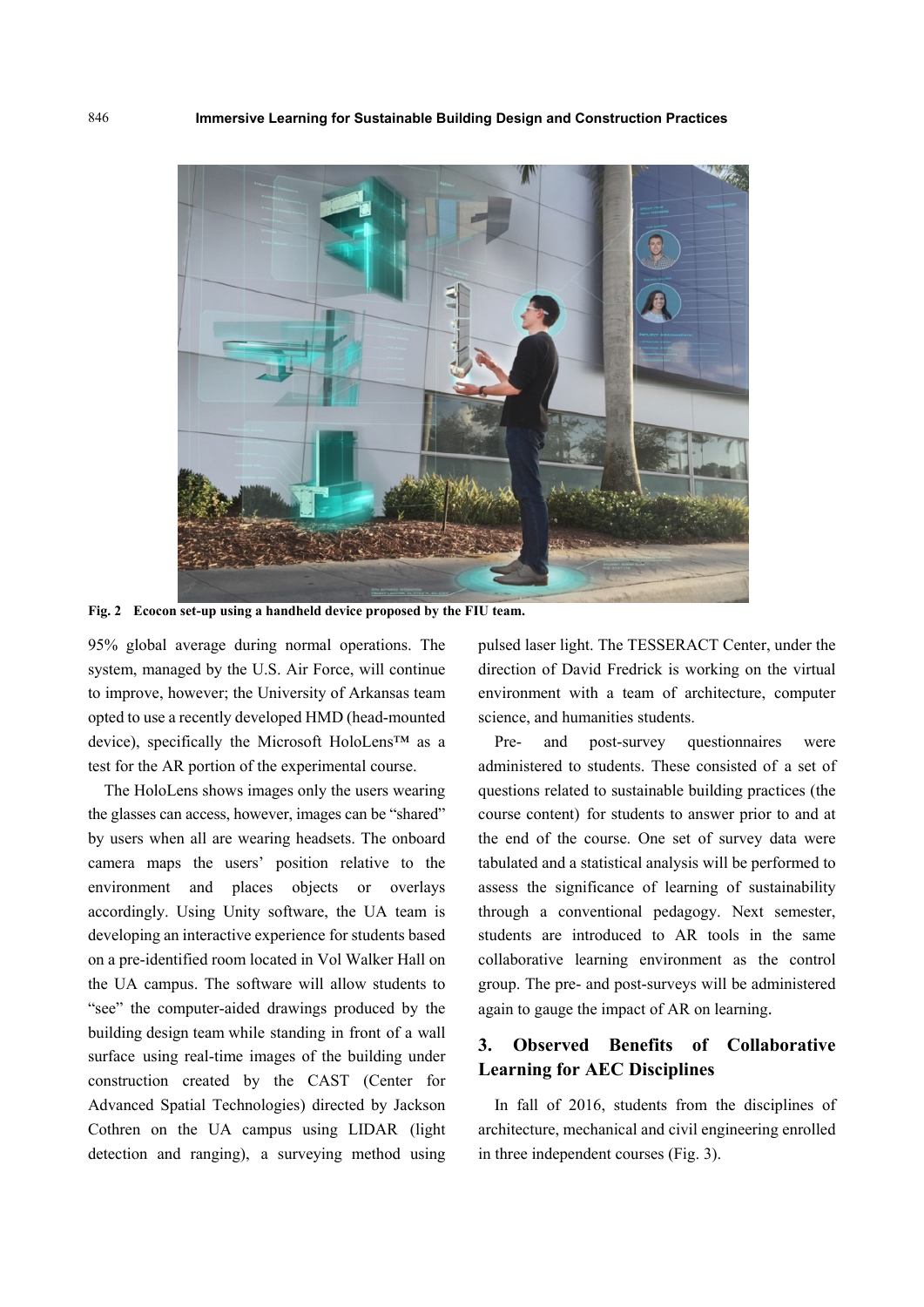Fig. 2 Ecocon set-up using a handheld device proposed by the FIU team.

95% global average during normal operations. The system, managed by the U.S. Air Force, will continue to improve, however; the University of Arkansas team opted to use a recently developed HMD (head-mounted device), specifically the Microsoft HoloLens™ as a test for the AR portion of the experimental course.

The HoloLens shows images only the users wearing the glasses can access, however, images can be "shared" by users when all are wearing headsets. The onboard camera maps the users' position relative to the environment and places objects or overlays accordingly. Using Unity software, the UA team is developing an interactive experience for students based on a pre-identified room located in Vol Walker Hall on the UA campus. The software will allow students to "see" the computer-aided drawings produced by the building design team while standing in front of a wall surface using real-time images of the building under construction created by the CAST (Center for Advanced Spatial Technologies) directed by Jackson Cothren on the UA campus using LIDAR (light detection and ranging), a surveying method using pulsed laser light. The TESSERACT Center, under the direction of David Fredrick is working on the virtual environment with a team of architecture, computer science, and humanities students.

Pre- and post-survey questionnaires were administered to students. These consisted of a set of questions related to sustainable building practices (the course content) for students to answer prior to and at the end of the course. One set of survey data were tabulated and a statistical analysis will be performed to assess the significance of learning of sustainability through a conventional pedagogy. Next semester, students are introduced to AR tools in the same collaborative learning environment as the control group. The pre- and post-surveys will be administered again to gauge the impact of AR on learning.

## 3. Observed Benefits of Collaborative Learning for AEC Disciplines

In fall of 2016, students from the disciplines of architecture, mechanical and civil engineering enrolled in three independent courses (Fig. 3).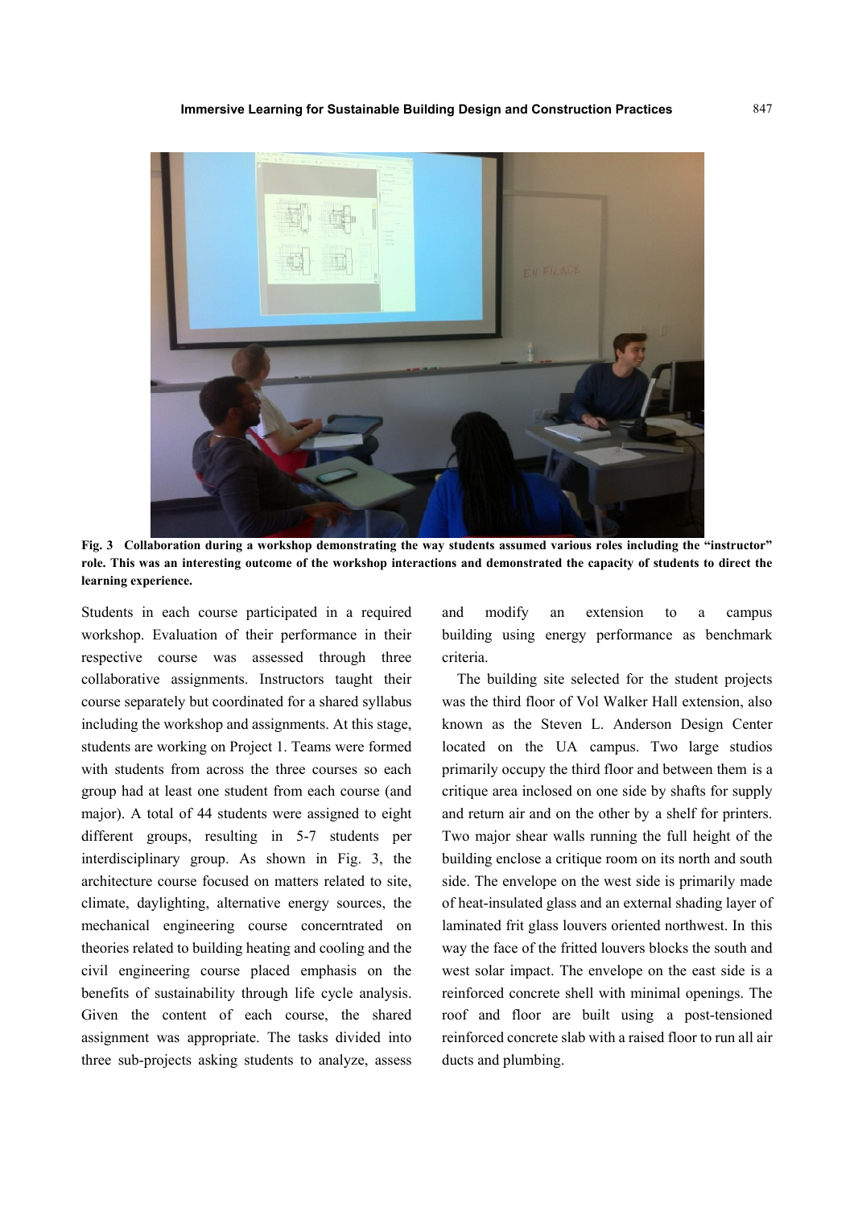**Fig. 3 Collaboration during a workshop demonstrating the way students assumed various roles including the "instructor" role. This was an interesting outcome of the workshop interactions and demonstrated the capacity of students to direct the learning experience.**

Students in each course participated in a required workshop. Evaluation of their performance in their respective course was assessed through three collaborative assignments. Instructors taught their course separately but coordinated for a shared syllabus including the workshop and assignments. At this stage, students are working on Project 1. Teams were formed with students from across the three courses so each group had at least one student from each course (and major). A total of 44 students were assigned to eight different groups, resulting in 5-7 students per interdisciplinary group. As shown in Fig. 3, the architecture course focused on matters related to site, climate, daylighting, alternative energy sources, the mechanical engineering course concerntrated on theories related to building heating and cooling and the civil engineering course placed emphasis on the benefits of sustainability through life cycle analysis. Given the content of each course, the shared assignment was appropriate. The tasks divided into three sub-projects asking students to analyze, assess and modify an extension to a campus building using energy performance as benchmark criteria.

The building site selected for the student projects was the third floor of Vol Walker Hall extension, also known as the Steven L. Anderson Design Center located on the UA campus. Two large studios primarily occupy the third floor and between them is a critique area inclosed on one side by shafts for supply and return air and on the other by a shelf for printers. Two major shear walls running the full height of the building enclose a critique room on its north and south side. The envelope on the west side is primarily made of heat-insulated glass and an external shading layer of laminated frit glass louvers oriented northwest. In this way the face of the fritted louvers blocks the south and west solar impact. The envelope on the east side is a reinforced concrete shell with minimal openings. The roof and floor are built using a post-tensioned reinforced concrete slab with a raised floor to run all air ducts and plumbing.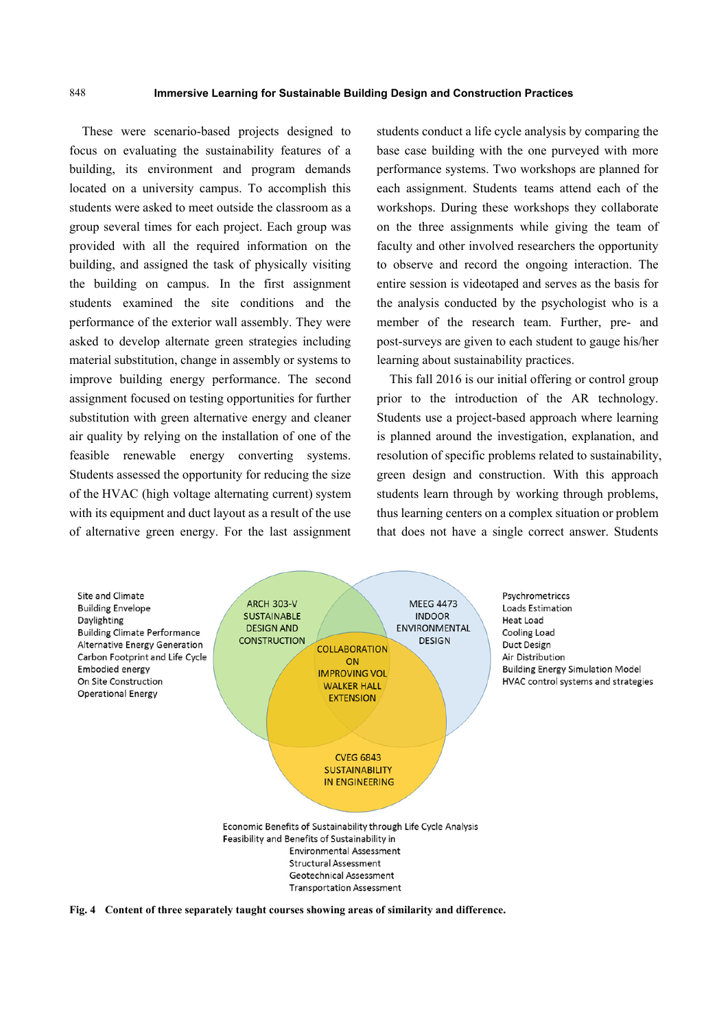These were scenario-based projects designed to focus on evaluating the sustainability features of a building, its environment and program demands located on a university campus. To accomplish this students were asked to meet outside the classroom as a group several times for each project. Each group was provided with all the required information on the building, and assigned the task of physically visiting the building on campus. In the first assignment students examined the site conditions and the performance of the exterior wall assembly. They were asked to develop alternate green strategies including material substitution, change in assembly or systems to improve building energy performance. The second assignment focused on testing opportunities for further substitution with green alternative energy and cleaner air quality by relying on the installation of one of the feasible renewable energy converting systems. Students assessed the opportunity for reducing the size of the HVAC (high voltage alternating current) system with its equipment and duct layout as a result of the use of alternative green energy. For the last assignment students conduct a life cycle analysis by comparing the base case building with the one purveyed with more performance systems. Two workshops are planned for each assignment. Students teams attend each of the workshops. During these workshops they collaborate on the three assignments while giving the team of faculty and other involved researchers the opportunity to observe and record the ongoing interaction. The entire session is videotaped and serves as the basis for the analysis conducted by the psychologist who is a member of the research team. Further, pre- and post-surveys are given to each student to gauge his/her learning about sustainability practices.

This fall 2016 is our initial offering or control group prior to the introduction of the AR technology. Students use a project-based approach where learning is planned around the investigation, explanation, and resolution of specific problems related to sustainability, green design and construction. With this approach students learn through by working through problems, thus learning centers on a complex situation or problem that does not have a single correct answer. Students

Site and Climate
Building Envelope
Daylighting
Building Climate Performance
Alternative Energy Generation
Carbon Footprint and Life Cycle
Embodied energy
On Site Construction
Operational Energy

ARCH 303-V SUSTAINABLE DESIGN AND CONSTRUCTION

MEEG 4473 INDOOR ENVIRONMENTAL DESIGN

COLLABORATION ON IMPROVING VOL WALKER HALL EXTENSION

CVEG 6843 SUSTAINABILITY IN ENGINEERING

Psychrometriccs
Loads Estimation
Heat Load
Cooling Load
Duct Design
Air Distribution
Building Energy Simulation Model
HVAC control systems and strategies

Economic Benefits of Sustainability through Life Cycle Analysis
Feasibility and Benefits of Sustainability in
Environmental Assessment
Structural Assessment
Geotechnical Assessment
Transportation Assessment

**Fig. 4 Content of three separately taught courses showing areas of similarity and difference.**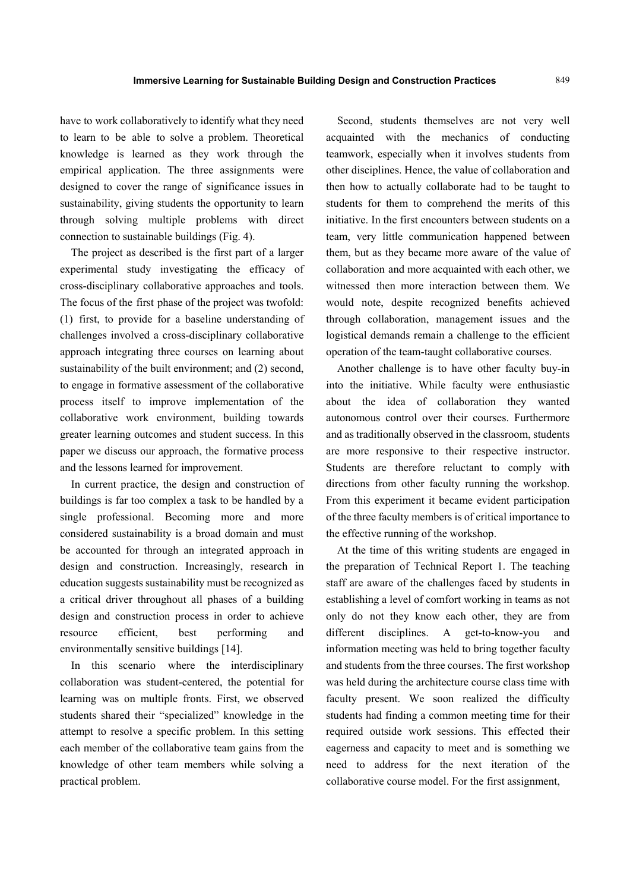have to work collaboratively to identify what they need to learn to be able to solve a problem. Theoretical knowledge is learned as they work through the empirical application. The three assignments were designed to cover the range of significance issues in sustainability, giving students the opportunity to learn through solving multiple problems with direct connection to sustainable buildings (Fig. 4).

The project as described is the first part of a larger experimental study investigating the efficacy of cross-disciplinary collaborative approaches and tools. The focus of the first phase of the project was twofold: (1) first, to provide for a baseline understanding of challenges involved a cross-disciplinary collaborative approach integrating three courses on learning about sustainability of the built environment; and (2) second, to engage in formative assessment of the collaborative process itself to improve implementation of the collaborative work environment, building towards greater learning outcomes and student success. In this paper we discuss our approach, the formative process and the lessons learned for improvement.

In current practice, the design and construction of buildings is far too complex a task to be handled by a single professional. Becoming more and more considered sustainability is a broad domain and must be accounted for through an integrated approach in design and construction. Increasingly, research in education suggests sustainability must be recognized as a critical driver throughout all phases of a building design and construction process in order to achieve resource efficient, best performing and environmentally sensitive buildings [14].

In this scenario where the interdisciplinary collaboration was student-centered, the potential for learning was on multiple fronts. First, we observed students shared their "specialized" knowledge in the attempt to resolve a specific problem. In this setting each member of the collaborative team gains from the knowledge of other team members while solving a practical problem.

Second, students themselves are not very well acquainted with the mechanics of conducting teamwork, especially when it involves students from other disciplines. Hence, the value of collaboration and then how to actually collaborate had to be taught to students for them to comprehend the merits of this initiative. In the first encounters between students on a team, very little communication happened between them, but as they became more aware of the value of collaboration and more acquainted with each other, we witnessed then more interaction between them. We would note, despite recognized benefits achieved through collaboration, management issues and the logistical demands remain a challenge to the efficient operation of the team-taught collaborative courses.

Another challenge is to have other faculty buy-in into the initiative. While faculty were enthusiastic about the idea of collaboration they wanted autonomous control over their courses. Furthermore and as traditionally observed in the classroom, students are more responsive to their respective instructor. Students are therefore reluctant to comply with directions from other faculty running the workshop. From this experiment it became evident participation of the three faculty members is of critical importance to the effective running of the workshop.

At the time of this writing students are engaged in the preparation of Technical Report 1. The teaching staff are aware of the challenges faced by students in establishing a level of comfort working in teams as not only do not they know each other, they are from different disciplines. A get-to-know-you and information meeting was held to bring together faculty and students from the three courses. The first workshop was held during the architecture course class time with faculty present. We soon realized the difficulty students had finding a common meeting time for their required outside work sessions. This effected their eagerness and capacity to meet and is something we need to address for the next iteration of the collaborative course model. For the first assignment,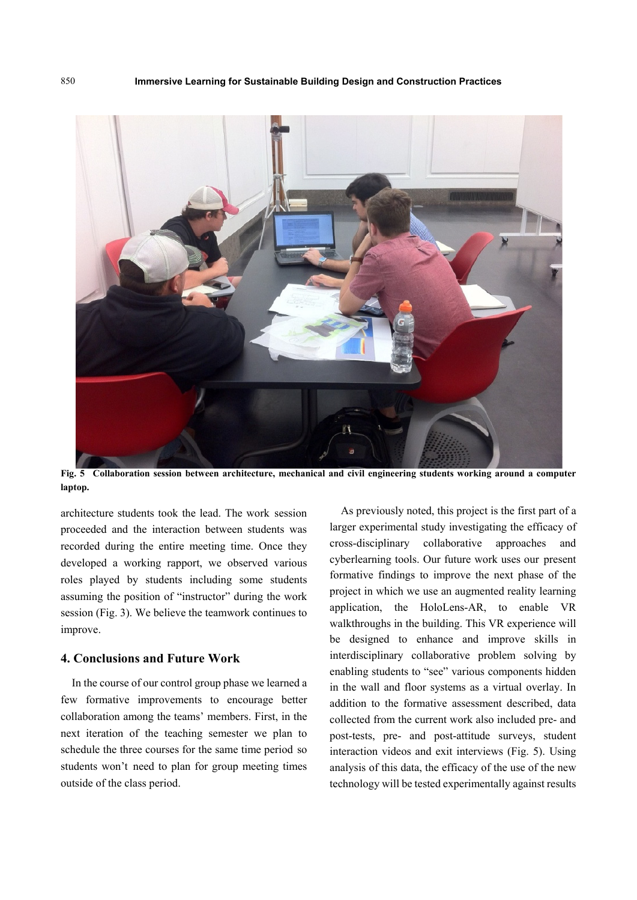Fig. 5 Collaboration session between architecture, mechanical and civil engineering students working around a computer laptop.

architecture students took the lead. The work session proceeded and the interaction between students was recorded during the entire meeting time. Once they developed a working rapport, we observed various roles played by students including some students assuming the position of "instructor" during the work session (Fig. 3). We believe the teamwork continues to improve.

## 4. Conclusions and Future Work

In the course of our control group phase we learned a few formative improvements to encourage better collaboration among the teams' members. First, in the next iteration of the teaching semester we plan to schedule the three courses for the same time period so students won't need to plan for group meeting times outside of the class period.

As previously noted, this project is the first part of a larger experimental study investigating the efficacy of cross-disciplinary collaborative approaches and cyberlearning tools. Our future work uses our present formative findings to improve the next phase of the project in which we use an augmented reality learning application, the HoloLens-AR, to enable VR walkthroughs in the building. This VR experience will be designed to enhance and improve skills in interdisciplinary collaborative problem solving by enabling students to "see" various components hidden in the wall and floor systems as a virtual overlay. In addition to the formative assessment described, data collected from the current work also included pre- and post-tests, pre- and post-attitude surveys, student interaction videos and exit interviews (Fig. 5). Using analysis of this data, the efficacy of the use of the new technology will be tested experimentally against results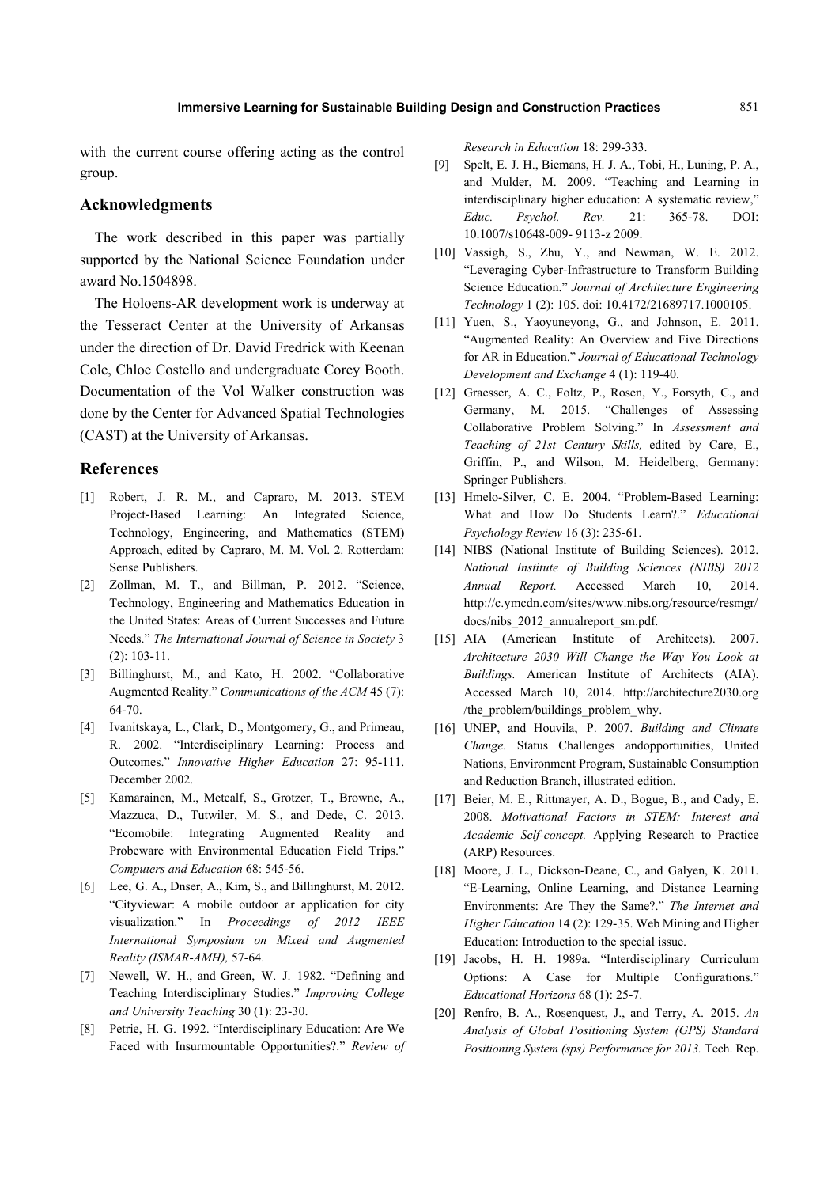with the current course offering acting as the control group.

## Acknowledgments

The work described in this paper was partially supported by the National Science Foundation under award No.1504898.

The Holoens-AR development work is underway at the Tesseract Center at the University of Arkansas under the direction of Dr. David Fredrick with Keenan Cole, Chloe Costello and undergraduate Corey Booth. Documentation of the Vol Walker construction was done by the Center for Advanced Spatial Technologies (CAST) at the University of Arkansas.

## References

[1] Robert, J. R. M., and Capraro, M. 2013. STEM Project-Based Learning: An Integrated Science, Technology, Engineering, and Mathematics (STEM) Approach, edited by Capraro, M. M. Vol. 2. Rotterdam: Sense Publishers.

[2] Zollman, M. T., and Billman, P. 2012. "Science, Technology, Engineering and Mathematics Education in the United States: Areas of Current Successes and Future Needs." *The International Journal of Science in Society* 3 (2): 103-11.

[3] Billinghurst, M., and Kato, H. 2002. "Collaborative Augmented Reality." *Communications of the ACM* 45 (7): 64-70.

[4] Ivanitskaya, L., Clark, D., Montgomery, G., and Primeau, R. 2002. "Interdisciplinary Learning: Process and Outcomes." *Innovative Higher Education* 27: 95-111. December 2002.

[5] Kamarainen, M., Metcalf, S., Grotzer, T., Browne, A., Mazzuca, D., Tutwiler, M. S., and Dede, C. 2013. "Ecomobile: Integrating Augmented Reality and Probeware with Environmental Education Field Trips." *Computers and Education* 68: 545-56.

[6] Lee, G. A., Dnser, A., Kim, S., and Billinghurst, M. 2012. "Cityviewar: A mobile outdoor ar application for city visualization." In *Proceedings of 2012 IEEE International Symposium on Mixed and Augmented Reality (ISMAR-AMH),* 57-64.

[7] Newell, W. H., and Green, W. J. 1982. "Defining and Teaching Interdisciplinary Studies." *Improving College and University Teaching* 30 (1): 23-30.

[8] Petrie, H. G. 1992. "Interdisciplinary Education: Are We Faced with Insurmountable Opportunities?." *Review of Research in Education* 18: 299-333.

[9] Spelt, E. J. H., Biemans, H. J. A., Tobi, H., Luning, P. A., and Mulder, M. 2009. "Teaching and Learning in interdisciplinary higher education: A systematic review," *Educ. Psychol. Rev.* 21: 365-78. DOI: 10.1007/s10648-009- 9113-z 2009.

[10] Vassigh, S., Zhu, Y., and Newman, W. E. 2012. "Leveraging Cyber-Infrastructure to Transform Building Science Education." *Journal of Architecture Engineering Technology* 1 (2): 105. doi: 10.4172/21689717.1000105.

[11] Yuen, S., Yaoyuneyong, G., and Johnson, E. 2011. "Augmented Reality: An Overview and Five Directions for AR in Education." *Journal of Educational Technology Development and Exchange* 4 (1): 119-40.

[12] Graesser, A. C., Foltz, P., Rosen, Y., Forsyth, C., and Germany, M. 2015. "Challenges of Assessing Collaborative Problem Solving." In *Assessment and Teaching of 21st Century Skills,* edited by Care, E., Griffin, P., and Wilson, M. Heidelberg, Germany: Springer Publishers.

[13] Hmelo-Silver, C. E. 2004. "Problem-Based Learning: What and How Do Students Learn?." *Educational Psychology Review* 16 (3): 235-61.

[14] NIBS (National Institute of Building Sciences). 2012. *National Institute of Building Sciences (NIBS) 2012 Annual Report.* Accessed March 10, 2014. http://c.ymcdn.com/sites/www.nibs.org/resource/resmgr/docs/nibs_2012_annualreport_sm.pdf.

[15] AIA (American Institute of Architects). 2007. *Architecture 2030 Will Change the Way You Look at Buildings.* American Institute of Architects (AIA). Accessed March 10, 2014. http://architecture2030.org/the_problem/buildings_problem_why.

[16] UNEP, and Houvila, P. 2007. *Building and Climate Change.* Status Challenges andopportunities, United Nations, Environment Program, Sustainable Consumption and Reduction Branch, illustrated edition.

[17] Beier, M. E., Rittmayer, A. D., Bogue, B., and Cady, E. 2008. *Motivational Factors in STEM: Interest and Academic Self-concept.* Applying Research to Practice (ARP) Resources.

[18] Moore, J. L., Dickson-Deane, C., and Galyen, K. 2011. "E-Learning, Online Learning, and Distance Learning Environments: Are They the Same?." *The Internet and Higher Education* 14 (2): 129-35. Web Mining and Higher Education: Introduction to the special issue.

[19] Jacobs, H. H. 1989a. "Interdisciplinary Curriculum Options: A Case for Multiple Configurations." *Educational Horizons* 68 (1): 25-7.

[20] Renfro, B. A., Rosenquest, J., and Terry, A. 2015. *An Analysis of Global Positioning System (GPS) Standard Positioning System (sps) Performance for 2013.* Tech. Rep.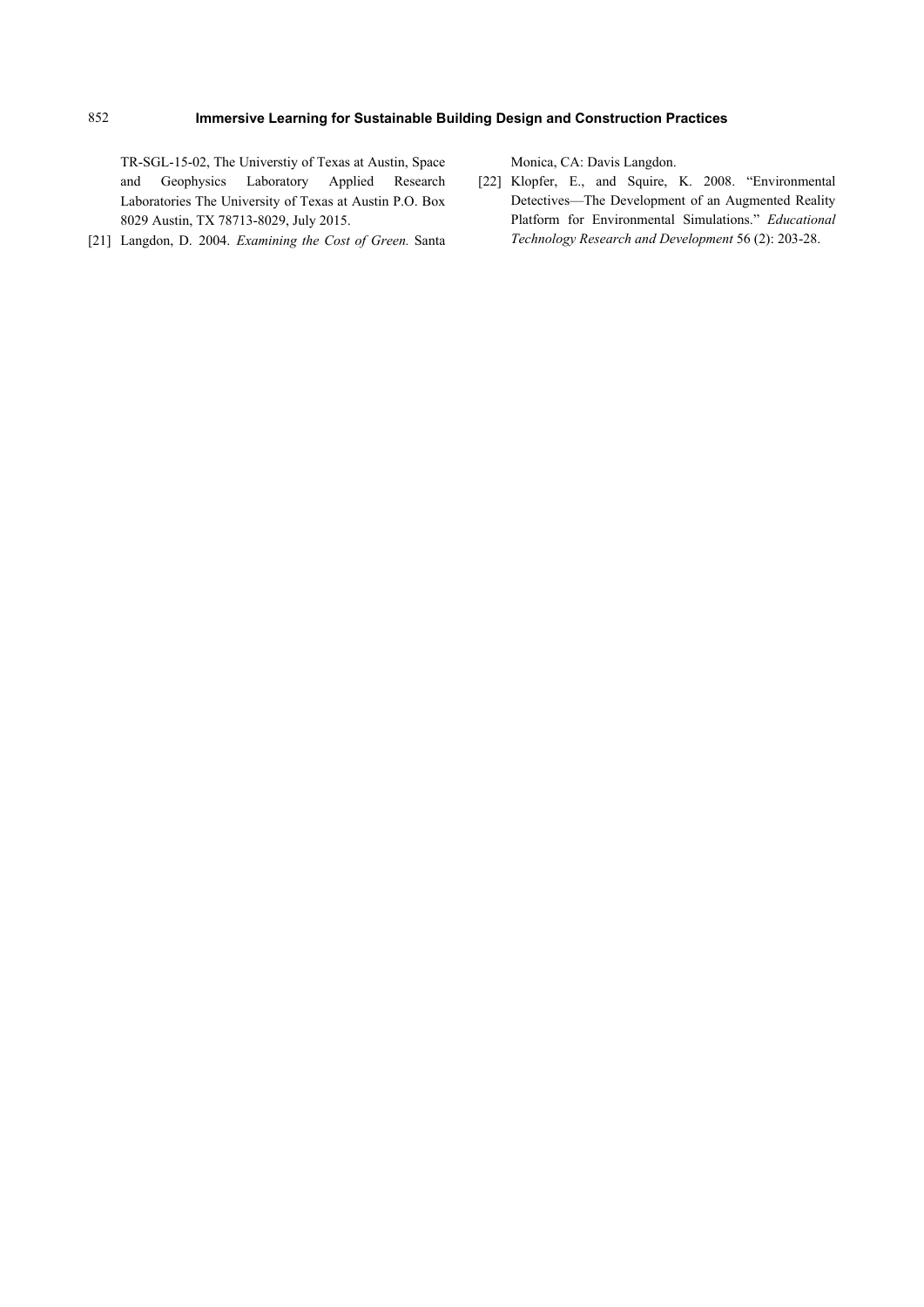TR-SGL-15-02, The Universtiy of Texas at Austin, Space and Geophysics Laboratory Applied Research Laboratories The University of Texas at Austin P.O. Box 8029 Austin, TX 78713-8029, July 2015.

[21] Langdon, D. 2004. *Examining the Cost of Green.* Santa Monica, CA: Davis Langdon.

[22] Klopfer, E., and Squire, K. 2008. "Environmental Detectives—The Development of an Augmented Reality Platform for Environmental Simulations." *Educational Technology Research and Development* 56 (2): 203-28.